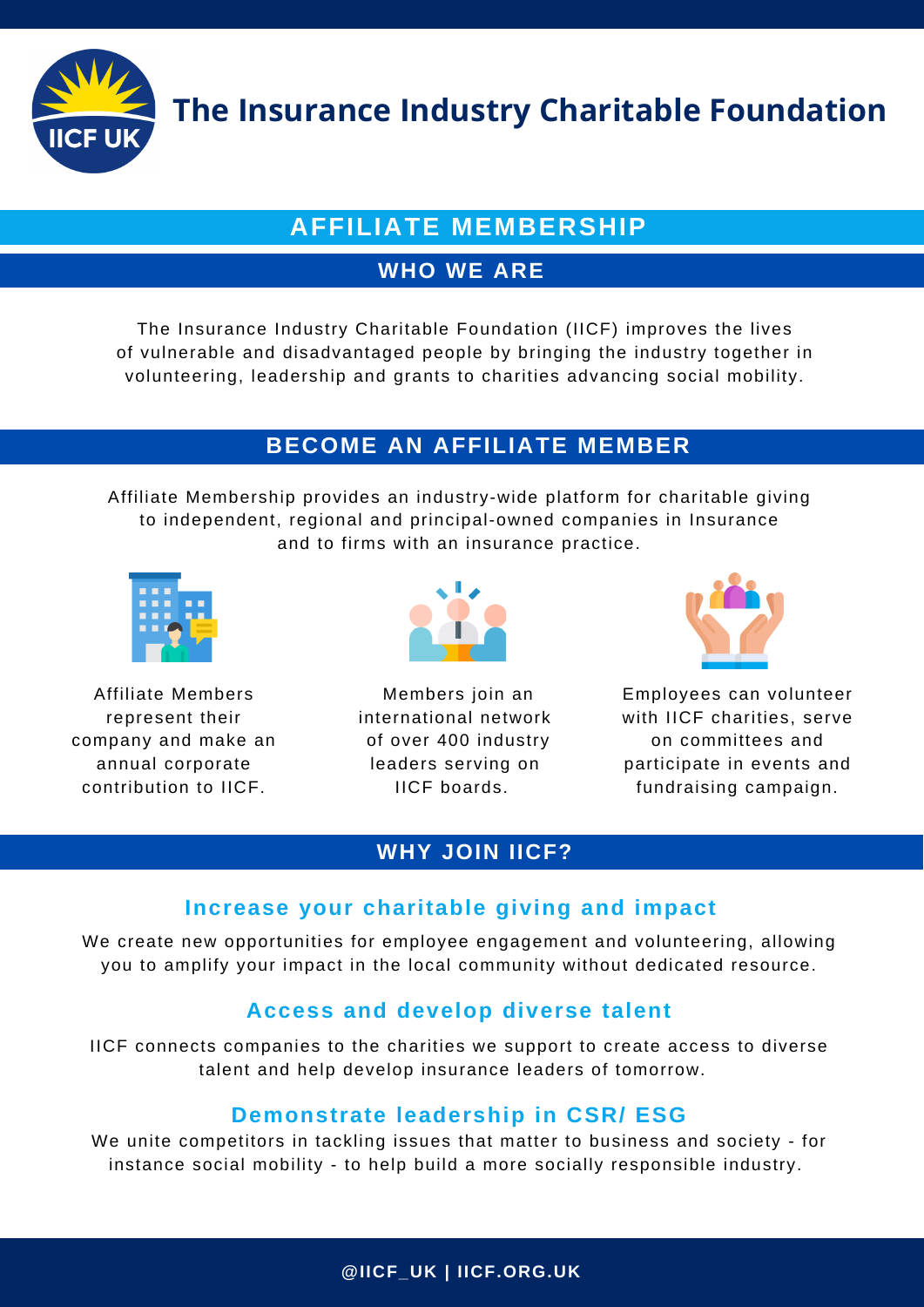# The Insurance Industry Charitable Foundation

## AFFILIATE MEMBERSHIP

### WHO WE ARE

The Insurance Industry Charitable Foundation (IICF) improves the lives of vulnerable and disadvantaged people by bringing the industry together in volunteering, leadership and grants to charities advancing social mobility.

### BECOME AN AFFILIATE MEMBER

Affiliate Membership provides an industry-wide platform for charitable giving to independent, regional and principal-owned companies in Insurance and to firms with an insurance practice.

Affiliate Members represent their company and make an annual corporate contribution to IICF.

Members join an international network of over 400 industry leaders serving on IICF boards.

Employees can volunteer with IICF charities, serve on committees and participate in events and fundraising campaign.

### WHY JOIN IICF?

#### Increase your charitable giving and impact

We create new opportunities for employee engagement and volunteering, allowing you to amplify your impact in the local community without dedicated resource.

#### Access and develop diverse talent

IICF connects companies to the charities we support to create access to diverse talent and help develop insurance leaders of tomorrow.

#### Demonstrate leadership in CSR/ ESG

We unite competitors in tackling issues that matter to business and society - for instance social mobility - to help build a more socially responsible industry.

@IICF_UK | IICF.ORG.UK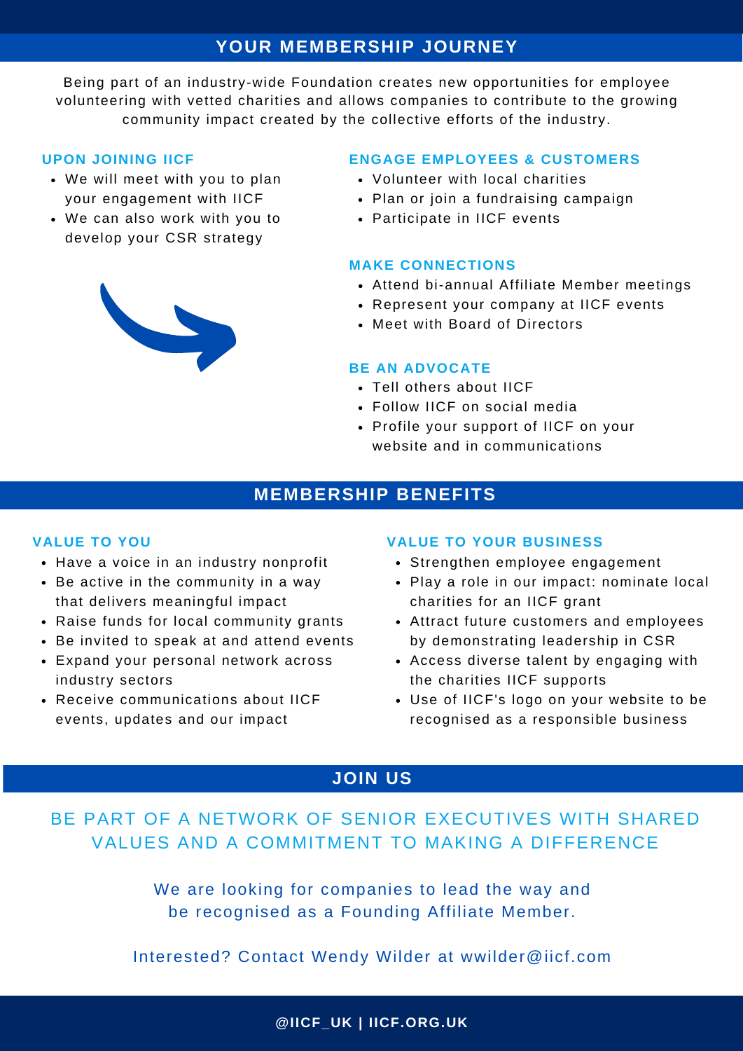## YOUR MEMBERSHIP JOURNEY

Being part of an industry-wide Foundation creates new opportunities for employee volunteering with vetted charities and allows companies to contribute to the growing community impact created by the collective efforts of the industry.

### UPON JOINING IICF

- We will meet with you to plan your engagement with IICF
- We can also work with you to develop your CSR strategy

### ENGAGE EMPLOYEES & CUSTOMERS

- Volunteer with local charities
- Plan or join a fundraising campaign
- Participate in IICF events

### MAKE CONNECTIONS

- Attend bi-annual Affiliate Member meetings
- Represent your company at IICF events
- Meet with Board of Directors

### BE AN ADVOCATE

- Tell others about IICF
- Follow IICF on social media
- Profile your support of IICF on your website and in communications

## MEMBERSHIP BENEFITS

### VALUE TO YOU

- Have a voice in an industry nonprofit
- Be active in the community in a way that delivers meaningful impact
- Raise funds for local community grants
- Be invited to speak at and attend events
- Expand your personal network across industry sectors
- Receive communications about IICF events, updates and our impact

### VALUE TO YOUR BUSINESS

- Strengthen employee engagement
- Play a role in our impact: nominate local charities for an IICF grant
- Attract future customers and employees by demonstrating leadership in CSR
- Access diverse talent by engaging with the charities IICF supports
- Use of IICF's logo on your website to be recognised as a responsible business

## JOIN US

BE PART OF A NETWORK OF SENIOR EXECUTIVES WITH SHARED VALUES AND A COMMITMENT TO MAKING A DIFFERENCE

We are looking for companies to lead the way and be recognised as a Founding Affiliate Member.

Interested? Contact Wendy Wilder at wwilder@iicf.com

**@IICF_UK | IICF.ORG.UK**